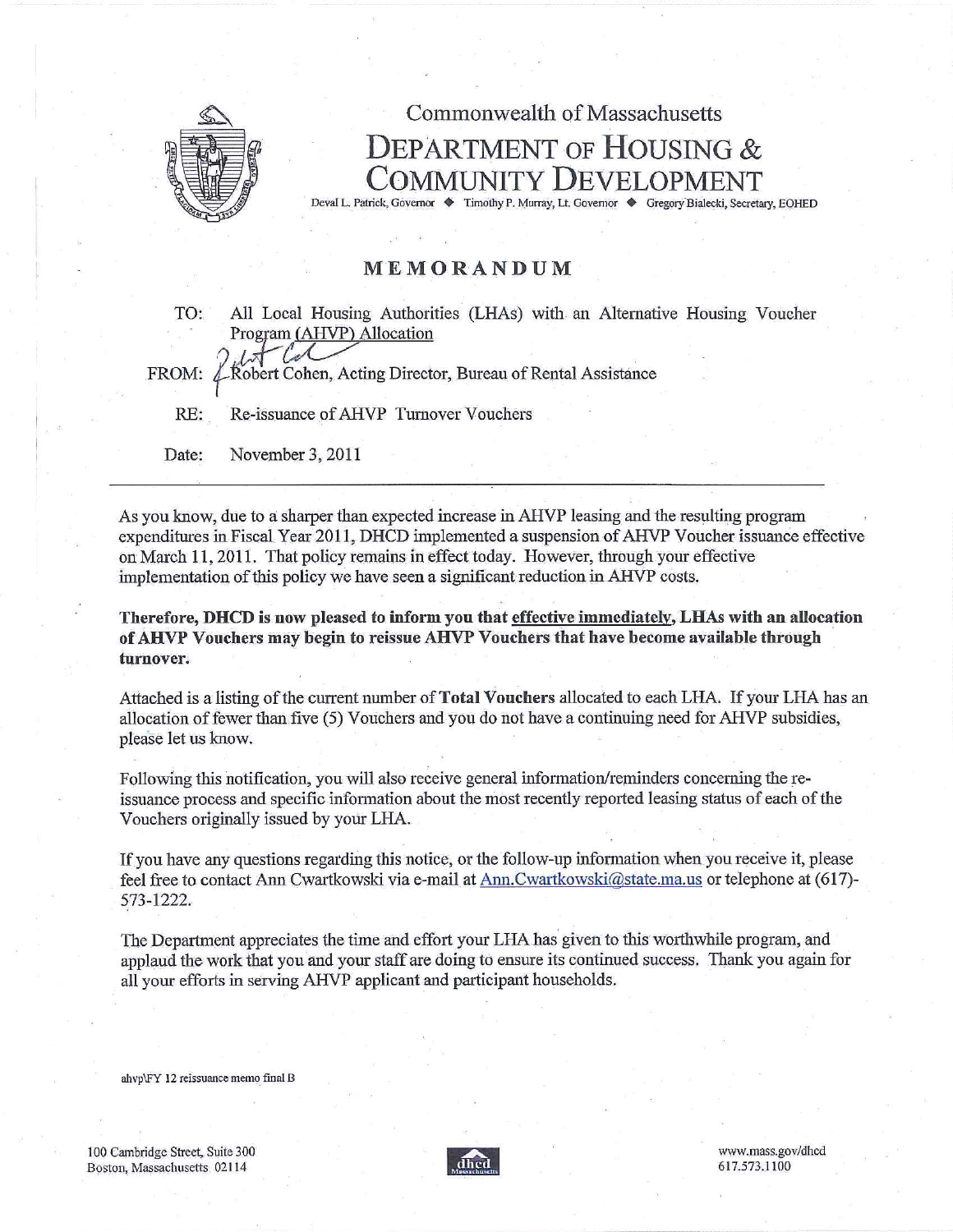Commonwealth of Massachusetts

# DEPARTMENT OF HOUSING & COMMUNITY DEVELOPMENT

Deval L. Patrick, Governor ◆ Timothy P. Murray, Lt. Governor ◆ Gregory Bialecki, Secretary, EOHED

## MEMORANDUM

TO: All Local Housing Authorities (LHAs) with an Alternative Housing Voucher Program (AHVP) Allocation

FROM: Robert Cohen, Acting Director, Bureau of Rental Assistance

RE: Re-issuance of AHVP Turnover Vouchers

Date: November 3, 2011

---

As you know, due to a sharper than expected increase in AHVP leasing and the resulting program expenditures in Fiscal Year 2011, DHCD implemented a suspension of AHVP Voucher issuance effective on March 11, 2011. That policy remains in effect today. However, through your effective implementation of this policy we have seen a significant reduction in AHVP costs.

**Therefore, DHCD is now pleased to inform you that effective immediately, LHAs with an allocation of AHVP Vouchers may begin to reissue AHVP Vouchers that have become available through turnover.**

Attached is a listing of the current number of **Total Vouchers** allocated to each LHA. If your LHA has an allocation of fewer than five (5) Vouchers and you do not have a continuing need for AHVP subsidies, please let us know.

Following this notification, you will also receive general information/reminders concerning the re-issuance process and specific information about the most recently reported leasing status of each of the Vouchers originally issued by your LHA.

If you have any questions regarding this notice, or the follow-up information when you receive it, please feel free to contact Ann Cwartkowski via e-mail at Ann.Cwartkowski@state.ma.us or telephone at (617)-573-1222.

The Department appreciates the time and effort your LHA has given to this worthwhile program, and applaud the work that you and your staff are doing to ensure its continued success. Thank you again for all your efforts in serving AHVP applicant and participant households.

ahvp\FY 12 reissuance memo final B

100 Cambridge Street, Suite 300
Boston, Massachusetts 02114

www.mass.gov/dhcd
617.573.1100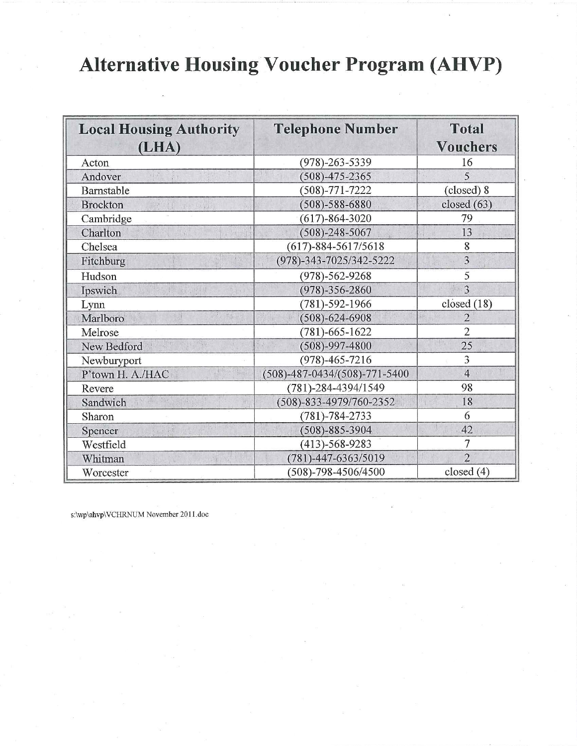# Alternative Housing Voucher Program (AHVP)

| Local Housing Authority (LHA) | Telephone Number | Total Vouchers |
|---|---|---|
| Acton | (978)-263-5339 | 16 |
| Andover | (508)-475-2365 | 5 |
| Barnstable | (508)-771-7222 | (closed) 8 |
| Brockton | (508)-588-6880 | closed (63) |
| Cambridge | (617)-864-3020 | 79 |
| Charlton | (508)-248-5067 | 13 |
| Chelsea | (617)-884-5617/5618 | 8 |
| Fitchburg | (978)-343-7025/342-5222 | 3 |
| Hudson | (978)-562-9268 | 5 |
| Ipswich | (978)-356-2860 | 3 |
| Lynn | (781)-592-1966 | closed (18) |
| Marlboro | (508)-624-6908 | 2 |
| Melrose | (781)-665-1622 | 2 |
| New Bedford | (508)-997-4800 | 25 |
| Newburyport | (978)-465-7216 | 3 |
| P'town H. A./HAC | (508)-487-0434/(508)-771-5400 | 4 |
| Revere | (781)-284-4394/1549 | 98 |
| Sandwich | (508)-833-4979/760-2352 | 18 |
| Sharon | (781)-784-2733 | 6 |
| Spencer | (508)-885-3904 | 42 |
| Westfield | (413)-568-9283 | 7 |
| Whitman | (781)-447-6363/5019 | 2 |
| Worcester | (508)-798-4506/4500 | closed (4) |

s:\wp\ahvp\VCHRNUM November 2011.doc